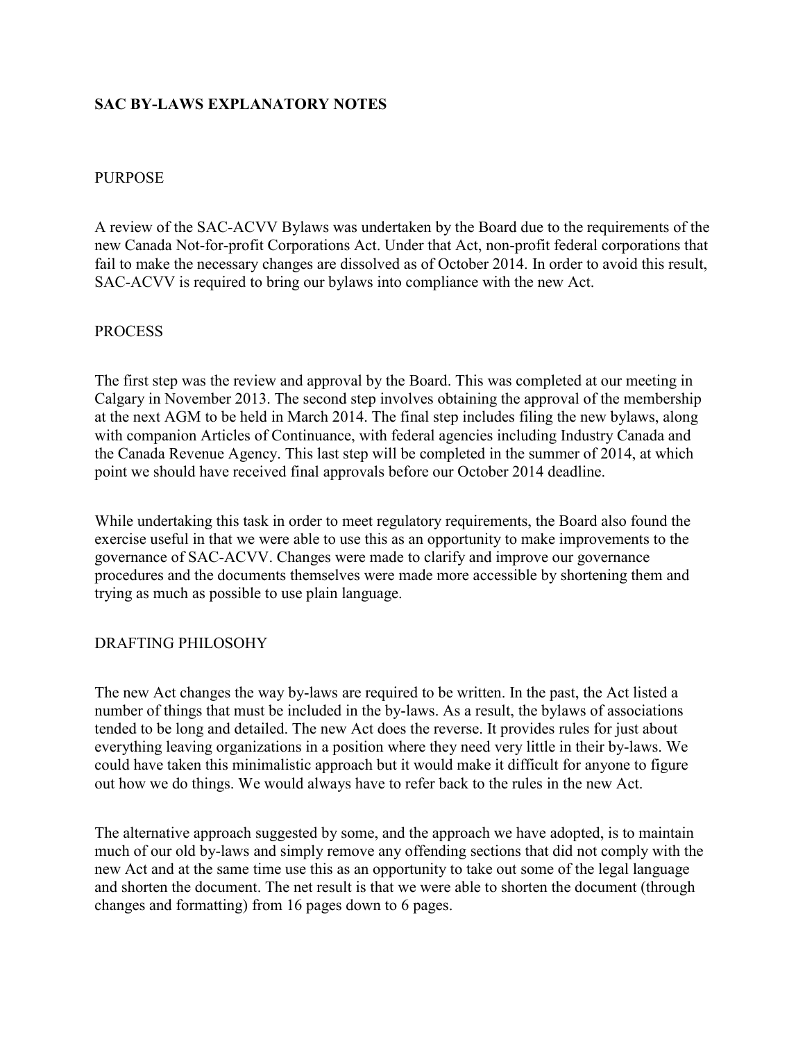# SAC BY-LAWS EXPLANATORY NOTES

## PURPOSE

A review of the SAC-ACVV Bylaws was undertaken by the Board due to the requirements of the new Canada Not-for-profit Corporations Act. Under that Act, non-profit federal corporations that fail to make the necessary changes are dissolved as of October 2014. In order to avoid this result, SAC-ACVV is required to bring our bylaws into compliance with the new Act.

## PROCESS

The first step was the review and approval by the Board. This was completed at our meeting in Calgary in November 2013. The second step involves obtaining the approval of the membership at the next AGM to be held in March 2014. The final step includes filing the new bylaws, along with companion Articles of Continuance, with federal agencies including Industry Canada and the Canada Revenue Agency. This last step will be completed in the summer of 2014, at which point we should have received final approvals before our October 2014 deadline.

While undertaking this task in order to meet regulatory requirements, the Board also found the exercise useful in that we were able to use this as an opportunity to make improvements to the governance of SAC-ACVV. Changes were made to clarify and improve our governance procedures and the documents themselves were made more accessible by shortening them and trying as much as possible to use plain language.

## DRAFTING PHILOSOHY

The new Act changes the way by-laws are required to be written. In the past, the Act listed a number of things that must be included in the by-laws. As a result, the bylaws of associations tended to be long and detailed. The new Act does the reverse. It provides rules for just about everything leaving organizations in a position where they need very little in their by-laws. We could have taken this minimalistic approach but it would make it difficult for anyone to figure out how we do things. We would always have to refer back to the rules in the new Act.

The alternative approach suggested by some, and the approach we have adopted, is to maintain much of our old by-laws and simply remove any offending sections that did not comply with the new Act and at the same time use this as an opportunity to take out some of the legal language and shorten the document. The net result is that we were able to shorten the document (through changes and formatting) from 16 pages down to 6 pages.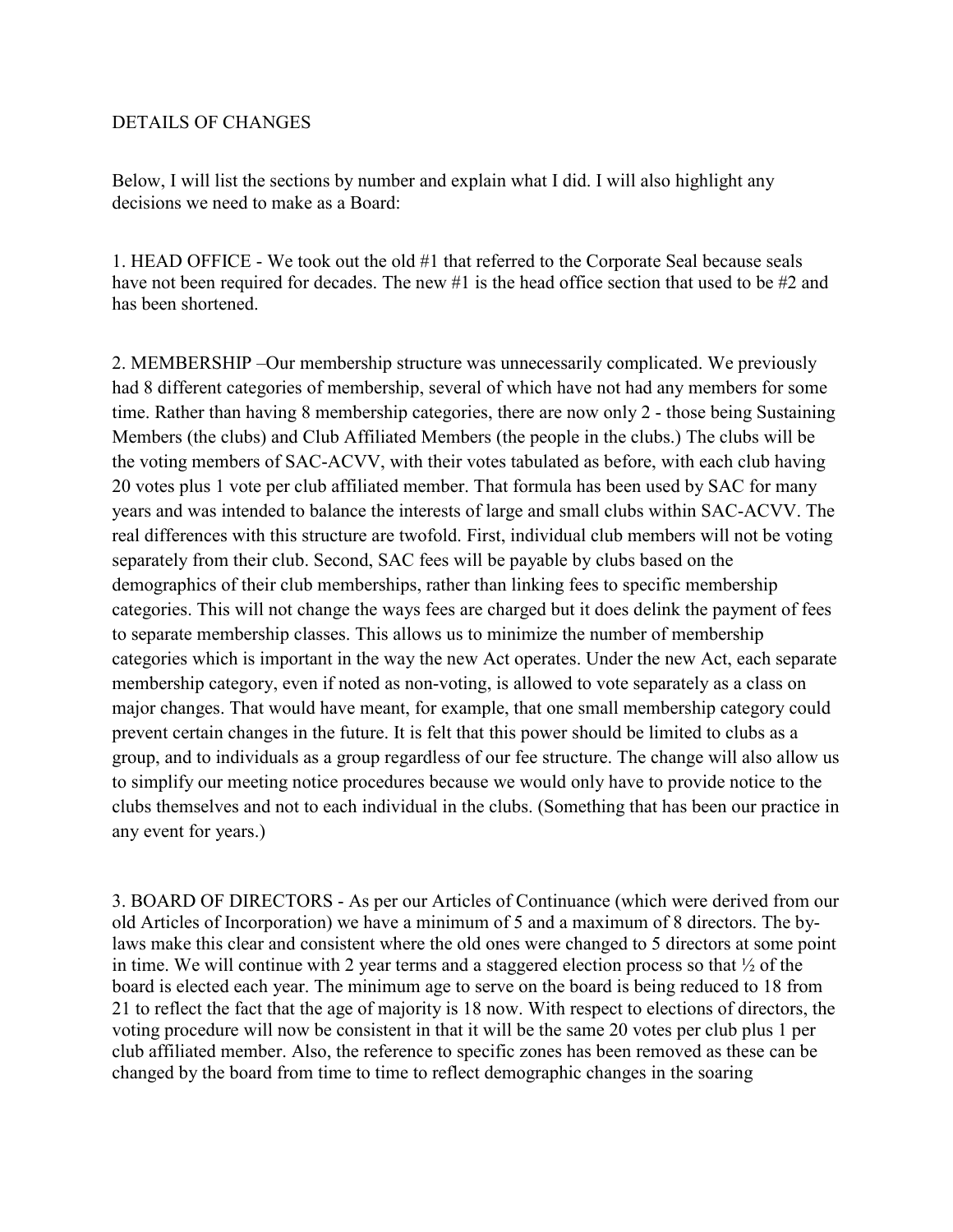DETAILS OF CHANGES

Below, I will list the sections by number and explain what I did. I will also highlight any decisions we need to make as a Board:

1. HEAD OFFICE - We took out the old #1 that referred to the Corporate Seal because seals have not been required for decades. The new #1 is the head office section that used to be #2 and has been shortened.

2. MEMBERSHIP –Our membership structure was unnecessarily complicated. We previously had 8 different categories of membership, several of which have not had any members for some time. Rather than having 8 membership categories, there are now only 2 - those being Sustaining Members (the clubs) and Club Affiliated Members (the people in the clubs.) The clubs will be the voting members of SAC-ACVV, with their votes tabulated as before, with each club having 20 votes plus 1 vote per club affiliated member. That formula has been used by SAC for many years and was intended to balance the interests of large and small clubs within SAC-ACVV. The real differences with this structure are twofold. First, individual club members will not be voting separately from their club. Second, SAC fees will be payable by clubs based on the demographics of their club memberships, rather than linking fees to specific membership categories. This will not change the ways fees are charged but it does delink the payment of fees to separate membership classes. This allows us to minimize the number of membership categories which is important in the way the new Act operates. Under the new Act, each separate membership category, even if noted as non-voting, is allowed to vote separately as a class on major changes. That would have meant, for example, that one small membership category could prevent certain changes in the future. It is felt that this power should be limited to clubs as a group, and to individuals as a group regardless of our fee structure. The change will also allow us to simplify our meeting notice procedures because we would only have to provide notice to the clubs themselves and not to each individual in the clubs. (Something that has been our practice in any event for years.)

3. BOARD OF DIRECTORS - As per our Articles of Continuance (which were derived from our old Articles of Incorporation) we have a minimum of 5 and a maximum of 8 directors. The by-laws make this clear and consistent where the old ones were changed to 5 directors at some point in time. We will continue with 2 year terms and a staggered election process so that ½ of the board is elected each year. The minimum age to serve on the board is being reduced to 18 from 21 to reflect the fact that the age of majority is 18 now. With respect to elections of directors, the voting procedure will now be consistent in that it will be the same 20 votes per club plus 1 per club affiliated member. Also, the reference to specific zones has been removed as these can be changed by the board from time to time to reflect demographic changes in the soaring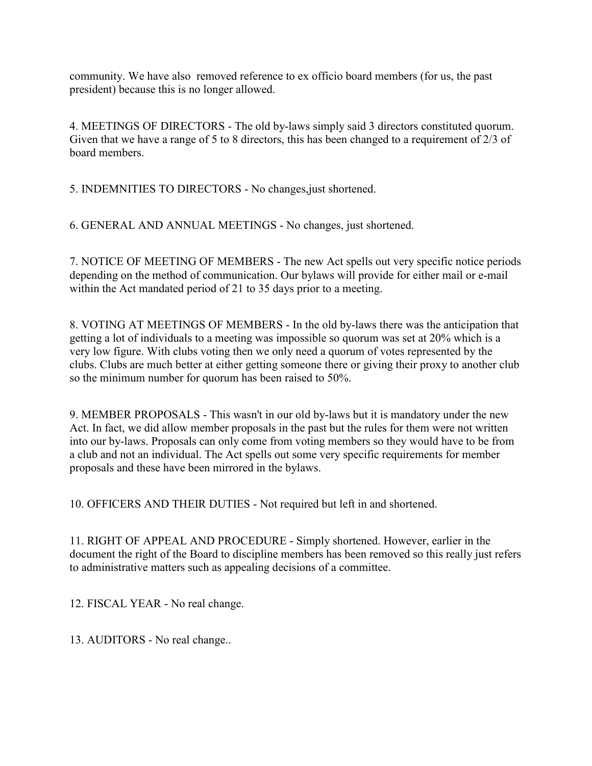community. We have also removed reference to ex officio board members (for us, the past president) because this is no longer allowed.

4. MEETINGS OF DIRECTORS - The old by-laws simply said 3 directors constituted quorum. Given that we have a range of 5 to 8 directors, this has been changed to a requirement of 2/3 of board members.

5. INDEMNITIES TO DIRECTORS - No changes,just shortened.

6. GENERAL AND ANNUAL MEETINGS - No changes, just shortened.

7. NOTICE OF MEETING OF MEMBERS - The new Act spells out very specific notice periods depending on the method of communication. Our bylaws will provide for either mail or e-mail within the Act mandated period of 21 to 35 days prior to a meeting.

8. VOTING AT MEETINGS OF MEMBERS - In the old by-laws there was the anticipation that getting a lot of individuals to a meeting was impossible so quorum was set at 20% which is a very low figure. With clubs voting then we only need a quorum of votes represented by the clubs. Clubs are much better at either getting someone there or giving their proxy to another club so the minimum number for quorum has been raised to 50%.

9. MEMBER PROPOSALS - This wasn't in our old by-laws but it is mandatory under the new Act. In fact, we did allow member proposals in the past but the rules for them were not written into our by-laws. Proposals can only come from voting members so they would have to be from a club and not an individual. The Act spells out some very specific requirements for member proposals and these have been mirrored in the bylaws.

10. OFFICERS AND THEIR DUTIES - Not required but left in and shortened.

11. RIGHT OF APPEAL AND PROCEDURE - Simply shortened. However, earlier in the document the right of the Board to discipline members has been removed so this really just refers to administrative matters such as appealing decisions of a committee.

12. FISCAL YEAR - No real change.

13. AUDITORS - No real change..